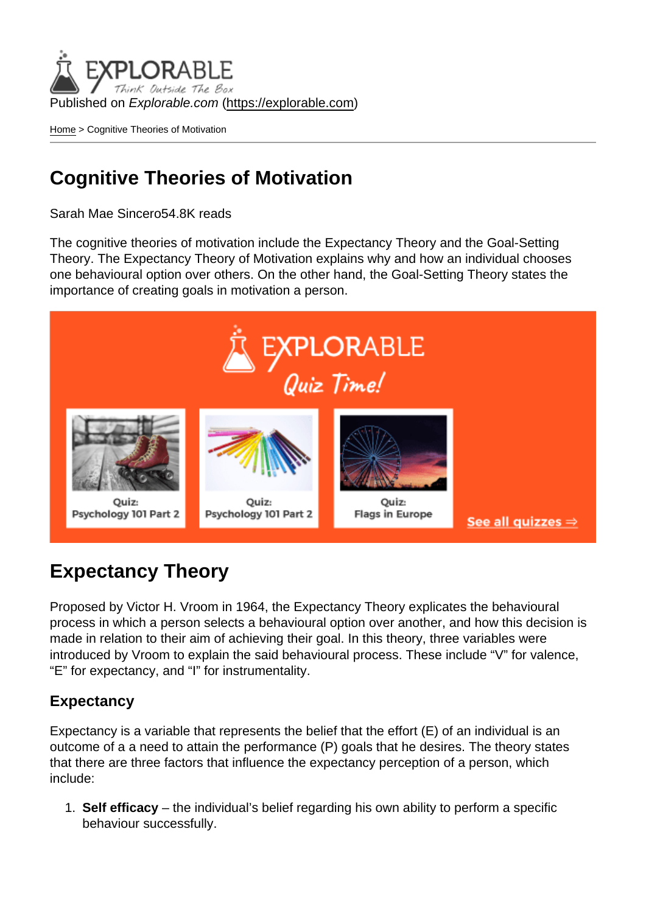Published on *Explorable.com* (https://explorable.com)

Home > Cognitive Theories of Motivation

# Cognitive Theories of Motivation

Sarah Mae Sincero54.8K reads

The cognitive theories of motivation include the Expectancy Theory and the Goal-Setting Theory. The Expectancy Theory of Motivation explains why and how an individual chooses one behavioural option over others. On the other hand, the Goal-Setting Theory states the importance of creating goals in motivation a person.

## Expectancy Theory

Proposed by Victor H. Vroom in 1964, the Expectancy Theory explicates the behavioural process in which a person selects a behavioural option over another, and how this decision is made in relation to their aim of achieving their goal. In this theory, three variables were introduced by Vroom to explain the said behavioural process. These include "V" for valence, "E" for expectancy, and "I" for instrumentality.

### Expectancy

Expectancy is a variable that represents the belief that the effort (E) of an individual is an outcome of a a need to attain the performance (P) goals that he desires. The theory states that there are three factors that influence the expectancy perception of a person, which include:

1. **Self efficacy** – the individual's belief regarding his own ability to perform a specific behaviour successfully.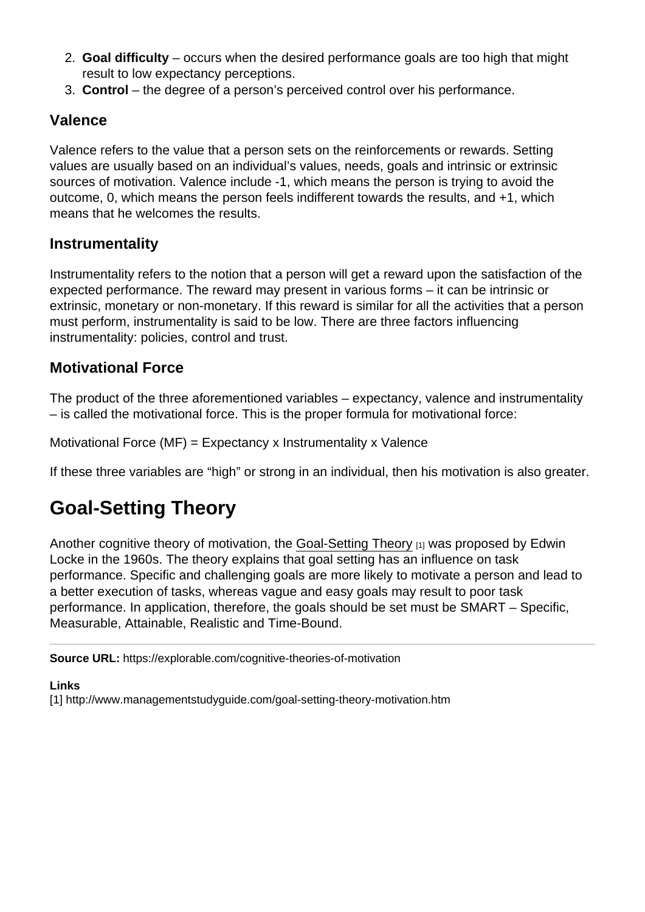2. **Goal difficulty** – occurs when the desired performance goals are too high that might result to low expectancy perceptions.
3. **Control** – the degree of a person's perceived control over his performance.

### Valence

Valence refers to the value that a person sets on the reinforcements or rewards. Setting values are usually based on an individual's values, needs, goals and intrinsic or extrinsic sources of motivation. Valence include -1, which means the person is trying to avoid the outcome, 0, which means the person feels indifferent towards the results, and +1, which means that he welcomes the results.

### Instrumentality

Instrumentality refers to the notion that a person will get a reward upon the satisfaction of the expected performance. The reward may present in various forms – it can be intrinsic or extrinsic, monetary or non-monetary. If this reward is similar for all the activities that a person must perform, instrumentality is said to be low. There are three factors influencing instrumentality: policies, control and trust.

### Motivational Force

The product of the three aforementioned variables – expectancy, valence and instrumentality – is called the motivational force. This is the proper formula for motivational force:

Motivational Force (MF) = Expectancy x Instrumentality x Valence

If these three variables are "high" or strong in an individual, then his motivation is also greater.

## Goal-Setting Theory

Another cognitive theory of motivation, the Goal-Setting Theory [1] was proposed by Edwin Locke in the 1960s. The theory explains that goal setting has an influence on task performance. Specific and challenging goals are more likely to motivate a person and lead to a better execution of tasks, whereas vague and easy goals may result to poor task performance. In application, therefore, the goals should be set must be SMART – Specific, Measurable, Attainable, Realistic and Time-Bound.

---

**Source URL:** https://explorable.com/cognitive-theories-of-motivation

**Links**
[1] http://www.managementstudyguide.com/goal-setting-theory-motivation.htm